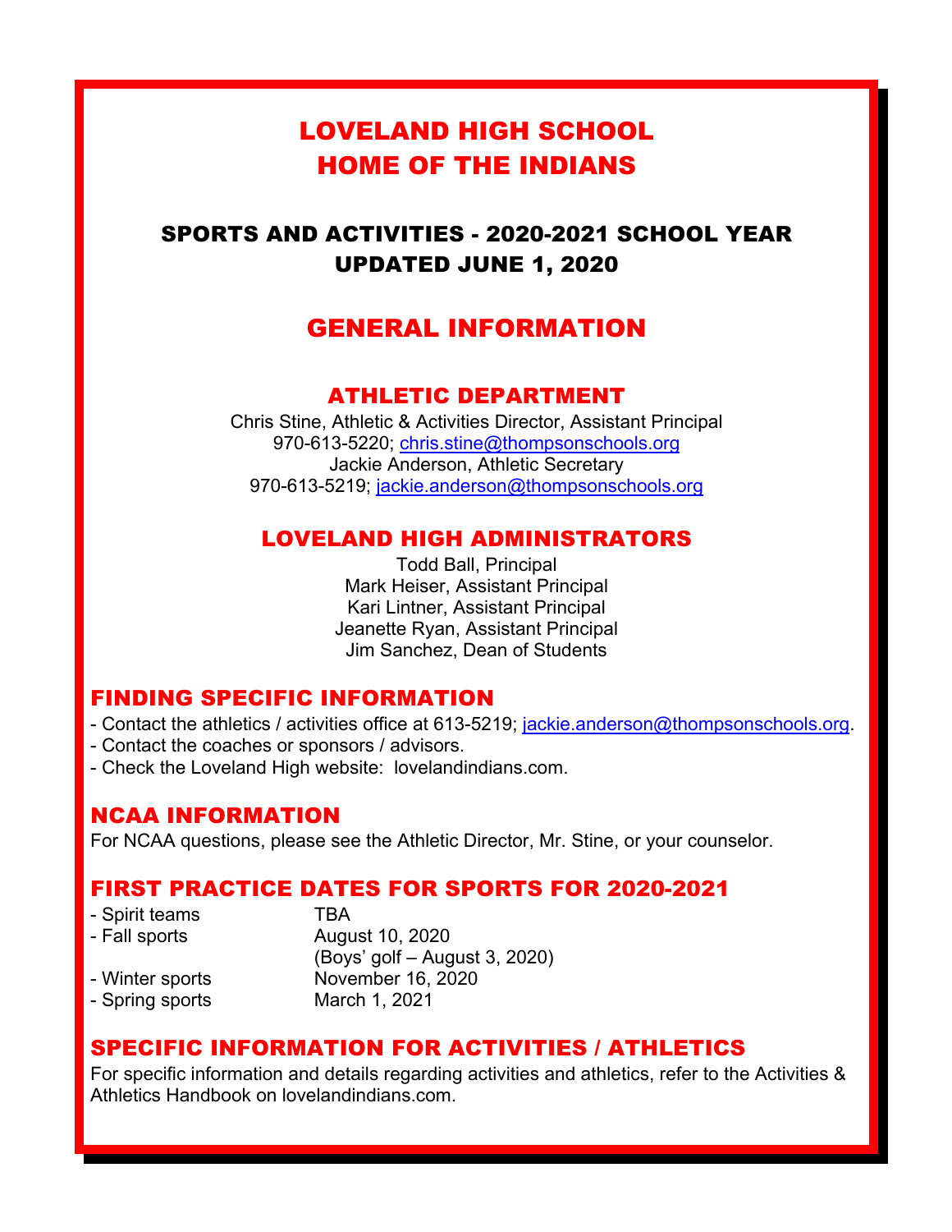# LOVELAND HIGH SCHOOL
# HOME OF THE INDIANS

## SPORTS AND ACTIVITIES - 2020-2021 SCHOOL YEAR
## UPDATED JUNE 1, 2020

# GENERAL INFORMATION

## ATHLETIC DEPARTMENT

Chris Stine, Athletic & Activities Director, Assistant Principal
970-613-5220; chris.stine@thompsonschools.org
Jackie Anderson, Athletic Secretary
970-613-5219; jackie.anderson@thompsonschools.org

## LOVELAND HIGH ADMINISTRATORS

Todd Ball, Principal
Mark Heiser, Assistant Principal
Kari Lintner, Assistant Principal
Jeanette Ryan, Assistant Principal
Jim Sanchez, Dean of Students

## FINDING SPECIFIC INFORMATION

- Contact the athletics / activities office at 613-5219; jackie.anderson@thompsonschools.org.
- Contact the coaches or sponsors / advisors.
- Check the Loveland High website: lovelandindians.com.

## NCAA INFORMATION

For NCAA questions, please see the Athletic Director, Mr. Stine, or your counselor.

## FIRST PRACTICE DATES FOR SPORTS FOR 2020-2021

| | |
|---|---|
| - Spirit teams | TBA |
| - Fall sports | August 10, 2020 (Boys' golf – August 3, 2020) |
| - Winter sports | November 16, 2020 |
| - Spring sports | March 1, 2021 |

## SPECIFIC INFORMATION FOR ACTIVITIES / ATHLETICS

For specific information and details regarding activities and athletics, refer to the Activities & Athletics Handbook on lovelandindians.com.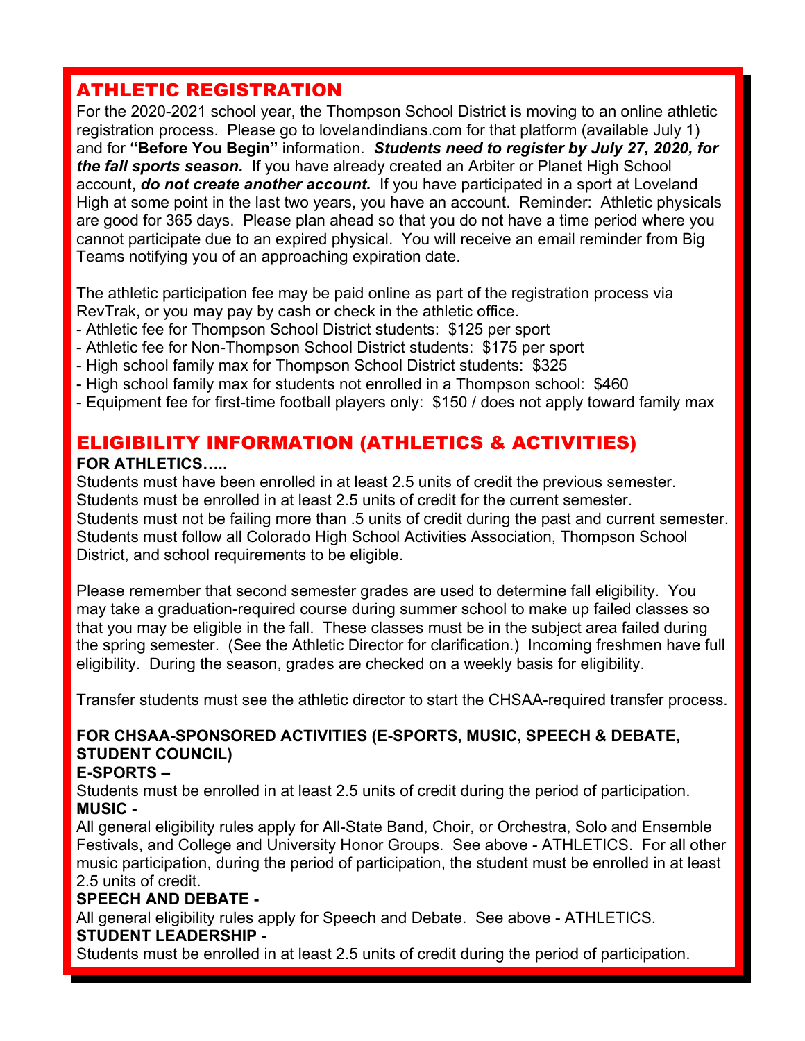## ATHLETIC REGISTRATION

For the 2020-2021 school year, the Thompson School District is moving to an online athletic registration process. Please go to lovelandindians.com for that platform (available July 1) and for **"Before You Begin"** information. ***Students need to register by July 27, 2020, for the fall sports season.*** If you have already created an Arbiter or Planet High School account, ***do not create another account.*** If you have participated in a sport at Loveland High at some point in the last two years, you have an account. Reminder: Athletic physicals are good for 365 days. Please plan ahead so that you do not have a time period where you cannot participate due to an expired physical. You will receive an email reminder from Big Teams notifying you of an approaching expiration date.

The athletic participation fee may be paid online as part of the registration process via RevTrak, or you may pay by cash or check in the athletic office.

- Athletic fee for Thompson School District students: $125 per sport
- Athletic fee for Non-Thompson School District students: $175 per sport
- High school family max for Thompson School District students: $325
- High school family max for students not enrolled in a Thompson school: $460
- Equipment fee for first-time football players only: $150 / does not apply toward family max

## ELIGIBILITY INFORMATION (ATHLETICS & ACTIVITIES)

**FOR ATHLETICS…..**

Students must have been enrolled in at least 2.5 units of credit the previous semester.
Students must be enrolled in at least 2.5 units of credit for the current semester.
Students must not be failing more than .5 units of credit during the past and current semester.
Students must follow all Colorado High School Activities Association, Thompson School District, and school requirements to be eligible.

Please remember that second semester grades are used to determine fall eligibility. You may take a graduation-required course during summer school to make up failed classes so that you may be eligible in the fall. These classes must be in the subject area failed during the spring semester. (See the Athletic Director for clarification.) Incoming freshmen have full eligibility. During the season, grades are checked on a weekly basis for eligibility.

Transfer students must see the athletic director to start the CHSAA-required transfer process.

**FOR CHSAA-SPONSORED ACTIVITIES (E-SPORTS, MUSIC, SPEECH & DEBATE, STUDENT COUNCIL)**

**E-SPORTS –**
Students must be enrolled in at least 2.5 units of credit during the period of participation.

**MUSIC -**
All general eligibility rules apply for All-State Band, Choir, or Orchestra, Solo and Ensemble Festivals, and College and University Honor Groups. See above - ATHLETICS. For all other music participation, during the period of participation, the student must be enrolled in at least 2.5 units of credit.

**SPEECH AND DEBATE -**
All general eligibility rules apply for Speech and Debate. See above - ATHLETICS.

**STUDENT LEADERSHIP -**
Students must be enrolled in at least 2.5 units of credit during the period of participation.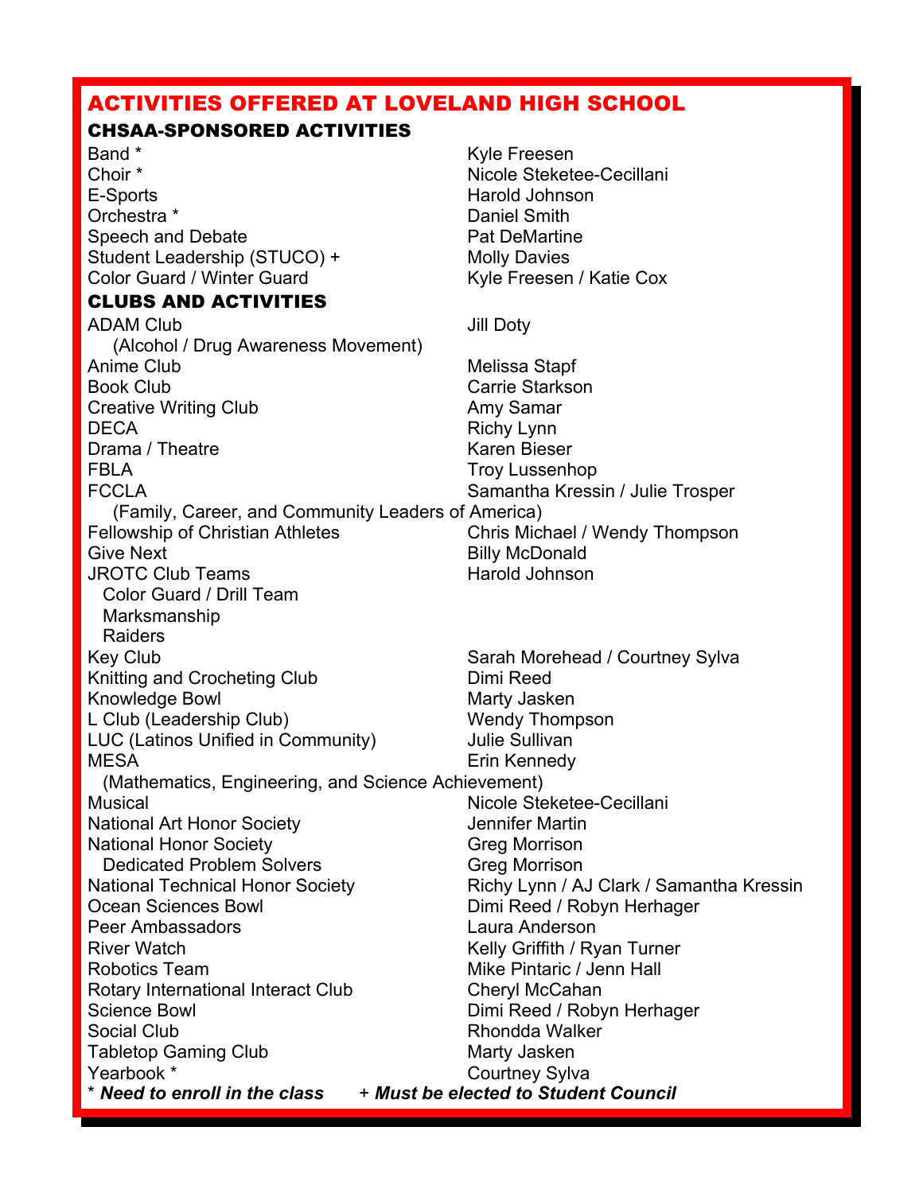# ACTIVITIES OFFERED AT LOVELAND HIGH SCHOOL

## CHSAA-SPONSORED ACTIVITIES

| Activity | Sponsor |
|---|---|
| Band * | Kyle Freesen |
| Choir * | Nicole Steketee-Cecillani |
| E-Sports | Harold Johnson |
| Orchestra * | Daniel Smith |
| Speech and Debate | Pat DeMartine |
| Student Leadership (STUCO) + | Molly Davies |
| Color Guard / Winter Guard | Kyle Freesen / Katie Cox |

## CLUBS AND ACTIVITIES

| Activity | Sponsor |
|---|---|
| ADAM Club (Alcohol / Drug Awareness Movement) | Jill Doty |
| Anime Club | Melissa Stapf |
| Book Club | Carrie Starkson |
| Creative Writing Club | Amy Samar |
| DECA | Richy Lynn |
| Drama / Theatre | Karen Bieser |
| FBLA | Troy Lussenhop |
| FCCLA (Family, Career, and Community Leaders of America) | Samantha Kressin / Julie Trosper |
| Fellowship of Christian Athletes | Chris Michael / Wendy Thompson |
| Give Next | Billy McDonald |
| JROTC Club Teams: Color Guard / Drill Team, Marksmanship, Raiders | Harold Johnson |
| Key Club | Sarah Morehead / Courtney Sylva |
| Knitting and Crocheting Club | Dimi Reed |
| Knowledge Bowl | Marty Jasken |
| L Club (Leadership Club) | Wendy Thompson |
| LUC (Latinos Unified in Community) | Julie Sullivan |
| MESA (Mathematics, Engineering, and Science Achievement) | Erin Kennedy |
| Musical | Nicole Steketee-Cecillani |
| National Art Honor Society | Jennifer Martin |
| National Honor Society | Greg Morrison |
| Dedicated Problem Solvers | Greg Morrison |
| National Technical Honor Society | Richy Lynn / AJ Clark / Samantha Kressin |
| Ocean Sciences Bowl | Dimi Reed / Robyn Herhager |
| Peer Ambassadors | Laura Anderson |
| River Watch | Kelly Griffith / Ryan Turner |
| Robotics Team | Mike Pintaric / Jenn Hall |
| Rotary International Interact Club | Cheryl McCahan |
| Science Bowl | Dimi Reed / Robyn Herhager |
| Social Club | Rhondda Walker |
| Tabletop Gaming Club | Marty Jasken |
| Yearbook * | Courtney Sylva |

\* ***Need to enroll in the class*** + ***Must be elected to Student Council***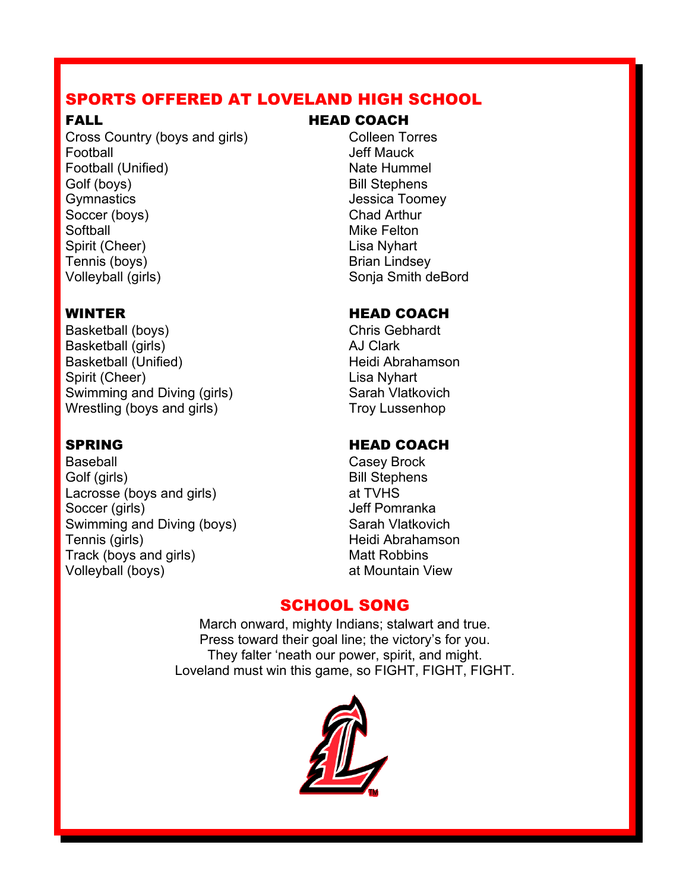## SPORTS OFFERED AT LOVELAND HIGH SCHOOL

| FALL | HEAD COACH |
|---|---|
| Cross Country (boys and girls) | Colleen Torres |
| Football | Jeff Mauck |
| Football (Unified) | Nate Hummel |
| Golf (boys) | Bill Stephens |
| Gymnastics | Jessica Toomey |
| Soccer (boys) | Chad Arthur |
| Softball | Mike Felton |
| Spirit (Cheer) | Lisa Nyhart |
| Tennis (boys) | Brian Lindsey |
| Volleyball (girls) | Sonja Smith deBord |

| WINTER | HEAD COACH |
|---|---|
| Basketball (boys) | Chris Gebhardt |
| Basketball (girls) | AJ Clark |
| Basketball (Unified) | Heidi Abrahamson |
| Spirit (Cheer) | Lisa Nyhart |
| Swimming and Diving (girls) | Sarah Vlatkovich |
| Wrestling (boys and girls) | Troy Lussenhop |

| SPRING | HEAD COACH |
|---|---|
| Baseball | Casey Brock |
| Golf (girls) | Bill Stephens |
| Lacrosse (boys and girls) | at TVHS |
| Soccer (girls) | Jeff Pomranka |
| Swimming and Diving (boys) | Sarah Vlatkovich |
| Tennis (girls) | Heidi Abrahamson |
| Track (boys and girls) | Matt Robbins |
| Volleyball (boys) | at Mountain View |

## SCHOOL SONG

March onward, mighty Indians; stalwart and true.
Press toward their goal line; the victory's for you.
They falter 'neath our power, spirit, and might.
Loveland must win this game, so FIGHT, FIGHT, FIGHT.